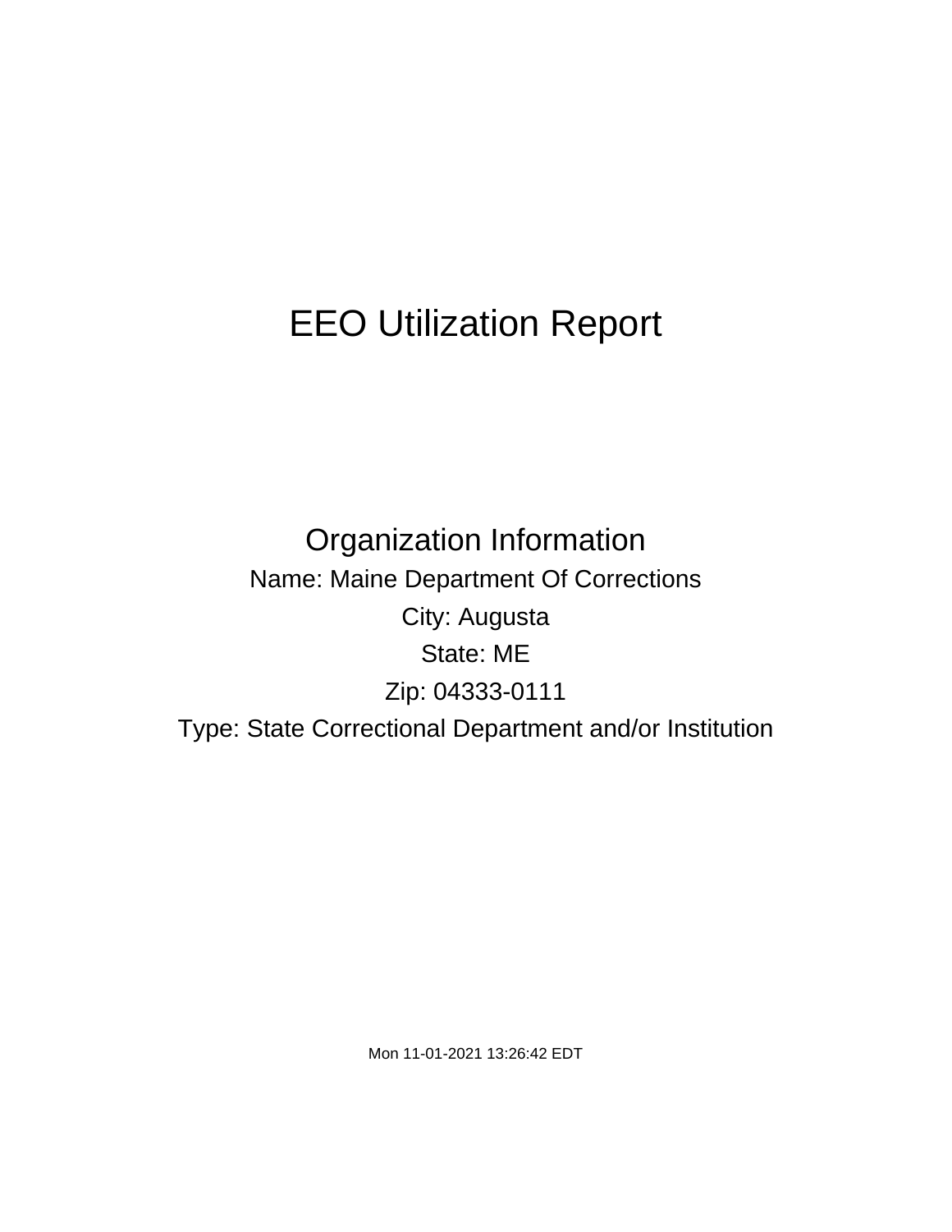# EEO Utilization Report

## Organization Information

Name: Maine Department Of Corrections

City: Augusta

State: ME

Zip: 04333-0111

Type: State Correctional Department and/or Institution

Mon 11-01-2021 13:26:42 EDT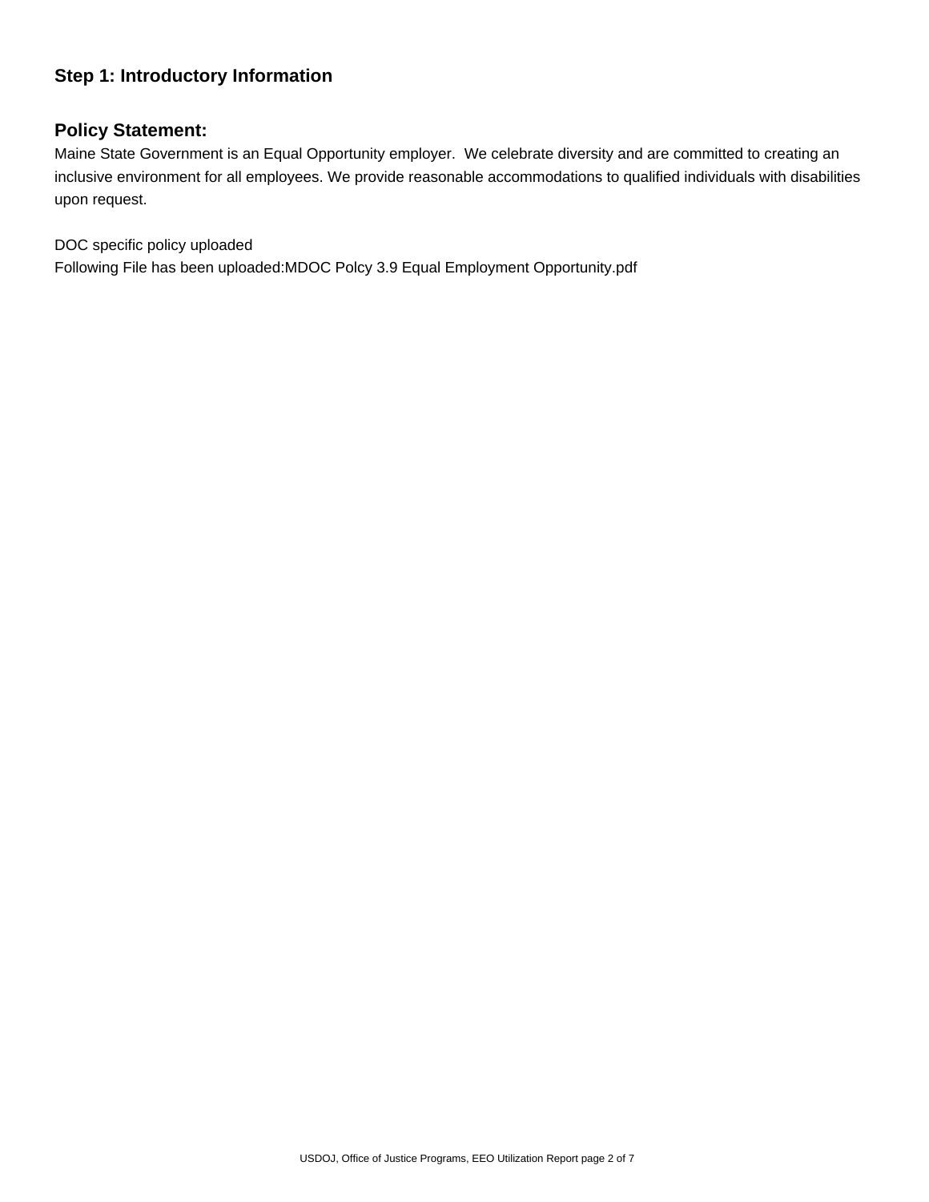## Step 1: Introductory Information

## Policy Statement:

Maine State Government is an Equal Opportunity employer.  We celebrate diversity and are committed to creating an inclusive environment for all employees. We provide reasonable accommodations to qualified individuals with disabilities upon request.

DOC specific policy uploaded
Following File has been uploaded:MDOC Polcy 3.9 Equal Employment Opportunity.pdf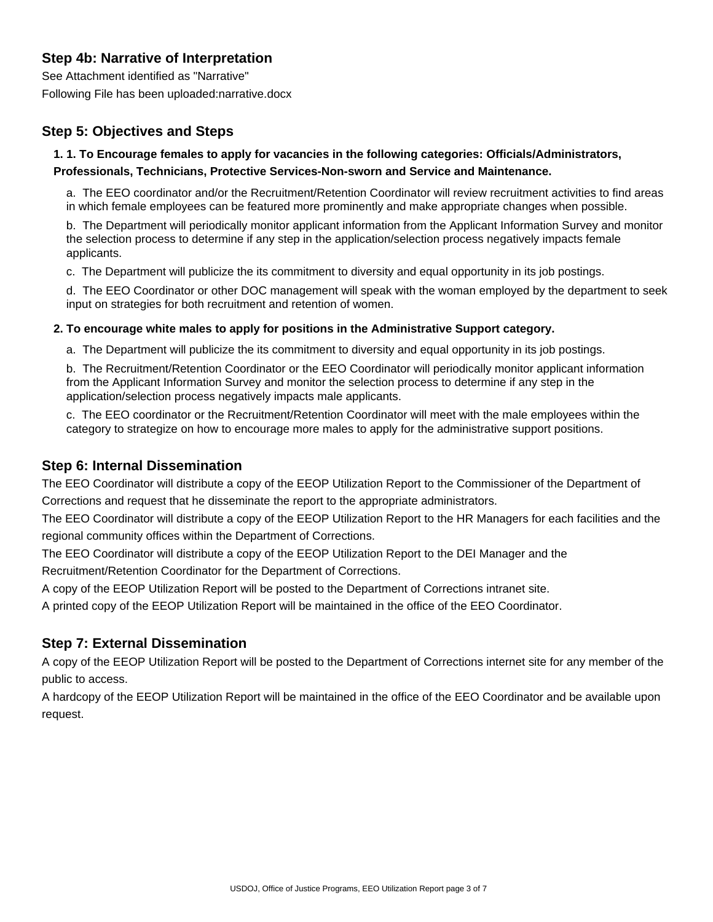## Step 4b: Narrative of Interpretation

See Attachment identified as "Narrative"

Following File has been uploaded:narrative.docx

## Step 5: Objectives and Steps

**1. 1. To Encourage females to apply for vacancies in the following categories: Officials/Administrators, Professionals, Technicians, Protective Services-Non-sworn and Service and Maintenance.**

a.  The EEO coordinator and/or the Recruitment/Retention Coordinator will review recruitment activities to find areas in which female employees can be featured more prominently and make appropriate changes when possible.

b.  The Department will periodically monitor applicant information from the Applicant Information Survey and monitor the selection process to determine if any step in the application/selection process negatively impacts female applicants.

c.  The Department will publicize the its commitment to diversity and equal opportunity in its job postings.

d.  The EEO Coordinator or other DOC management will speak with the woman employed by the department to seek input on strategies for both recruitment and retention of women.

**2. To encourage white males to apply for positions in the Administrative Support category.**

a.  The Department will publicize the its commitment to diversity and equal opportunity in its job postings.

b.  The Recruitment/Retention Coordinator or the EEO Coordinator will periodically monitor applicant information from the Applicant Information Survey and monitor the selection process to determine if any step in the application/selection process negatively impacts male applicants.

c.  The EEO coordinator or the Recruitment/Retention Coordinator will meet with the male employees within the category to strategize on how to encourage more males to apply for the administrative support positions.

## Step 6: Internal Dissemination

The EEO Coordinator will distribute a copy of the EEOP Utilization Report to the Commissioner of the Department of Corrections and request that he disseminate the report to the appropriate administrators.

The EEO Coordinator will distribute a copy of the EEOP Utilization Report to the HR Managers for each facilities and the regional community offices within the Department of Corrections.

The EEO Coordinator will distribute a copy of the EEOP Utilization Report to the DEI Manager and the Recruitment/Retention Coordinator for the Department of Corrections.

A copy of the EEOP Utilization Report will be posted to the Department of Corrections intranet site.

A printed copy of the EEOP Utilization Report will be maintained in the office of the EEO Coordinator.

## Step 7: External Dissemination

A copy of the EEOP Utilization Report will be posted to the Department of Corrections internet site for any member of the public to access.

A hardcopy of the EEOP Utilization Report will be maintained in the office of the EEO Coordinator and be available upon request.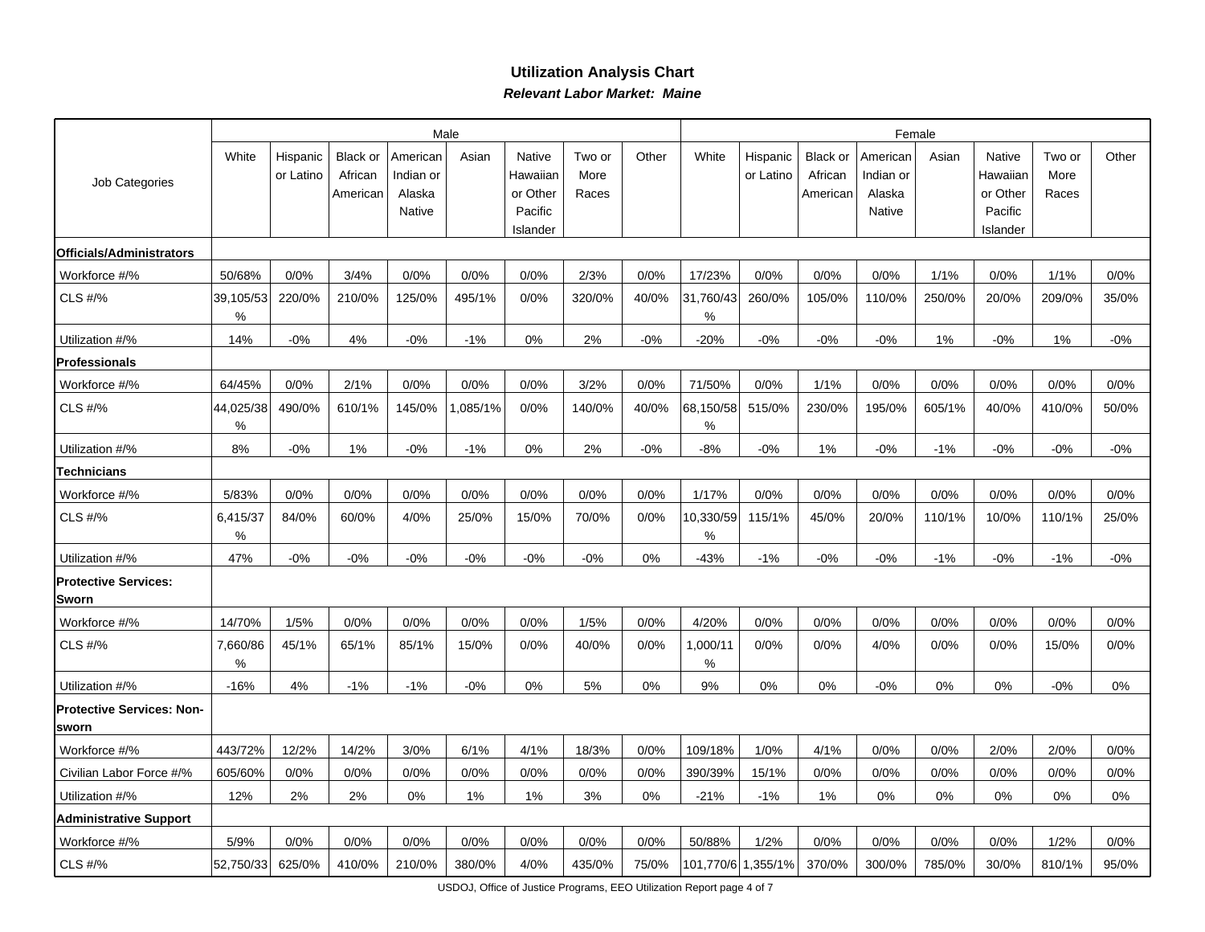## Utilization Analysis Chart

***Relevant Labor Market: Maine***

| Job Categories | Male | | | | | | | | Female | | | | | | | |
|---|---|---|---|---|---|---|---|---|---|---|---|---|---|---|---|---|
| | White | Hispanic or Latino | Black or African American | American Indian or Alaska Native | Asian | Native Hawaiian or Other Pacific Islander | Two or More Races | Other | White | Hispanic or Latino | Black or African American | American Indian or Alaska Native | Asian | Native Hawaiian or Other Pacific Islander | Two or More Races | Other |
| **Officials/Administrators** | | | | | | | | | | | | | | | | |
| Workforce #/% | 50/68% | 0/0% | 3/4% | 0/0% | 0/0% | 0/0% | 2/3% | 0/0% | 17/23% | 0/0% | 0/0% | 0/0% | 1/1% | 0/0% | 1/1% | 0/0% |
| CLS #/% | 39,105/53% | 220/0% | 210/0% | 125/0% | 495/1% | 0/0% | 320/0% | 40/0% | 31,760/43% | 260/0% | 105/0% | 110/0% | 250/0% | 20/0% | 209/0% | 35/0% |
| Utilization #/% | 14% | -0% | 4% | -0% | -1% | 0% | 2% | -0% | -20% | -0% | -0% | -0% | 1% | -0% | 1% | -0% |
| **Professionals** | | | | | | | | | | | | | | | | |
| Workforce #/% | 64/45% | 0/0% | 2/1% | 0/0% | 0/0% | 0/0% | 3/2% | 0/0% | 71/50% | 0/0% | 1/1% | 0/0% | 0/0% | 0/0% | 0/0% | 0/0% |
| CLS #/% | 44,025/38% | 490/0% | 610/1% | 145/0% | 1,085/1% | 0/0% | 140/0% | 40/0% | 68,150/58% | 515/0% | 230/0% | 195/0% | 605/1% | 40/0% | 410/0% | 50/0% |
| Utilization #/% | 8% | -0% | 1% | -0% | -1% | 0% | 2% | -0% | -8% | -0% | 1% | -0% | -1% | -0% | -0% | -0% |
| **Technicians** | | | | | | | | | | | | | | | | |
| Workforce #/% | 5/83% | 0/0% | 0/0% | 0/0% | 0/0% | 0/0% | 0/0% | 0/0% | 1/17% | 0/0% | 0/0% | 0/0% | 0/0% | 0/0% | 0/0% | 0/0% |
| CLS #/% | 6,415/37% | 84/0% | 60/0% | 4/0% | 25/0% | 15/0% | 70/0% | 0/0% | 10,330/59% | 115/1% | 45/0% | 20/0% | 110/1% | 10/0% | 110/1% | 25/0% |
| Utilization #/% | 47% | -0% | -0% | -0% | -0% | -0% | -0% | 0% | -43% | -1% | -0% | -0% | -1% | -0% | -1% | -0% |
| **Protective Services: Sworn** | | | | | | | | | | | | | | | | |
| Workforce #/% | 14/70% | 1/5% | 0/0% | 0/0% | 0/0% | 0/0% | 1/5% | 0/0% | 4/20% | 0/0% | 0/0% | 0/0% | 0/0% | 0/0% | 0/0% | 0/0% |
| CLS #/% | 7,660/86% | 45/1% | 65/1% | 85/1% | 15/0% | 0/0% | 40/0% | 0/0% | 1,000/11% | 0/0% | 0/0% | 4/0% | 0/0% | 0/0% | 15/0% | 0/0% |
| Utilization #/% | -16% | 4% | -1% | -1% | -0% | 0% | 5% | 0% | 9% | 0% | 0% | -0% | 0% | 0% | -0% | 0% |
| **Protective Services: Non-sworn** | | | | | | | | | | | | | | | | |
| Workforce #/% | 443/72% | 12/2% | 14/2% | 3/0% | 6/1% | 4/1% | 18/3% | 0/0% | 109/18% | 1/0% | 4/1% | 0/0% | 0/0% | 2/0% | 2/0% | 0/0% |
| Civilian Labor Force #/% | 605/60% | 0/0% | 0/0% | 0/0% | 0/0% | 0/0% | 0/0% | 0/0% | 390/39% | 15/1% | 0/0% | 0/0% | 0/0% | 0/0% | 0/0% | 0/0% |
| Utilization #/% | 12% | 2% | 2% | 0% | 1% | 1% | 3% | 0% | -21% | -1% | 1% | 0% | 0% | 0% | 0% | 0% |
| **Administrative Support** | | | | | | | | | | | | | | | | |
| Workforce #/% | 5/9% | 0/0% | 0/0% | 0/0% | 0/0% | 0/0% | 0/0% | 0/0% | 50/88% | 1/2% | 0/0% | 0/0% | 0/0% | 0/0% | 1/2% | 0/0% |
| CLS #/% | 52,750/33 | 625/0% | 410/0% | 210/0% | 380/0% | 4/0% | 435/0% | 75/0% | 101,770/6 | 1,355/1% | 370/0% | 300/0% | 785/0% | 30/0% | 810/1% | 95/0% |

USDOJ, Office of Justice Programs, EEO Utilization Report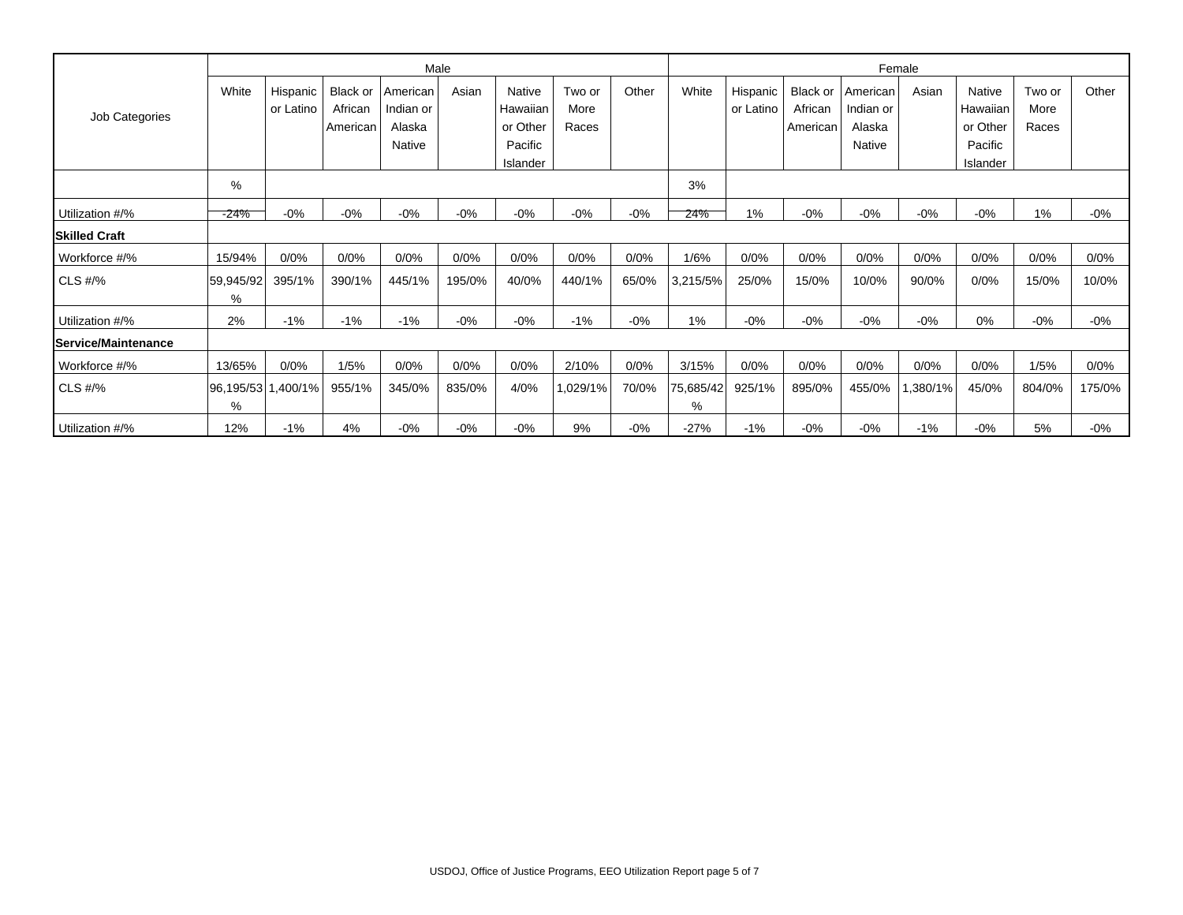| Job Categories | Male | | | | | | | | Female | | | | | | | |
|---|---|---|---|---|---|---|---|---|---|---|---|---|---|---|---|---|
| | White | Hispanic or Latino | Black or African American | American Indian or Alaska Native | Asian | Native Hawaiian or Other Pacific Islander | Two or More Races | Other | White | Hispanic or Latino | Black or African American | American Indian or Alaska Native | Asian | Native Hawaiian or Other Pacific Islander | Two or More Races | Other |
| | % | | | | | | | | 3% | | | | | | | |
| Utilization #/% | -24% | -0% | -0% | -0% | -0% | -0% | -0% | -0% | 24% | 1% | -0% | -0% | -0% | -0% | 1% | -0% |
| **Skilled Craft** | | | | | | | | | | | | | | | | |
| Workforce #/% | 15/94% | 0/0% | 0/0% | 0/0% | 0/0% | 0/0% | 0/0% | 0/0% | 1/6% | 0/0% | 0/0% | 0/0% | 0/0% | 0/0% | 0/0% | 0/0% |
| CLS #/% | 59,945/92% | 395/1% | 390/1% | 445/1% | 195/0% | 40/0% | 440/1% | 65/0% | 3,215/5% | 25/0% | 15/0% | 10/0% | 90/0% | 0/0% | 15/0% | 10/0% |
| Utilization #/% | 2% | -1% | -1% | -1% | -0% | -0% | -1% | -0% | 1% | -0% | -0% | -0% | -0% | 0% | -0% | -0% |
| **Service/Maintenance** | | | | | | | | | | | | | | | | |
| Workforce #/% | 13/65% | 0/0% | 1/5% | 0/0% | 0/0% | 0/0% | 2/10% | 0/0% | 3/15% | 0/0% | 0/0% | 0/0% | 0/0% | 0/0% | 1/5% | 0/0% |
| CLS #/% | 96,195/53% | 1,400/1% | 955/1% | 345/0% | 835/0% | 4/0% | 1,029/1% | 70/0% | 75,685/42% | 925/1% | 895/0% | 455/0% | 1,380/1% | 45/0% | 804/0% | 175/0% |
| Utilization #/% | 12% | -1% | 4% | -0% | -0% | -0% | 9% | -0% | -27% | -1% | -0% | -0% | -1% | -0% | 5% | -0% |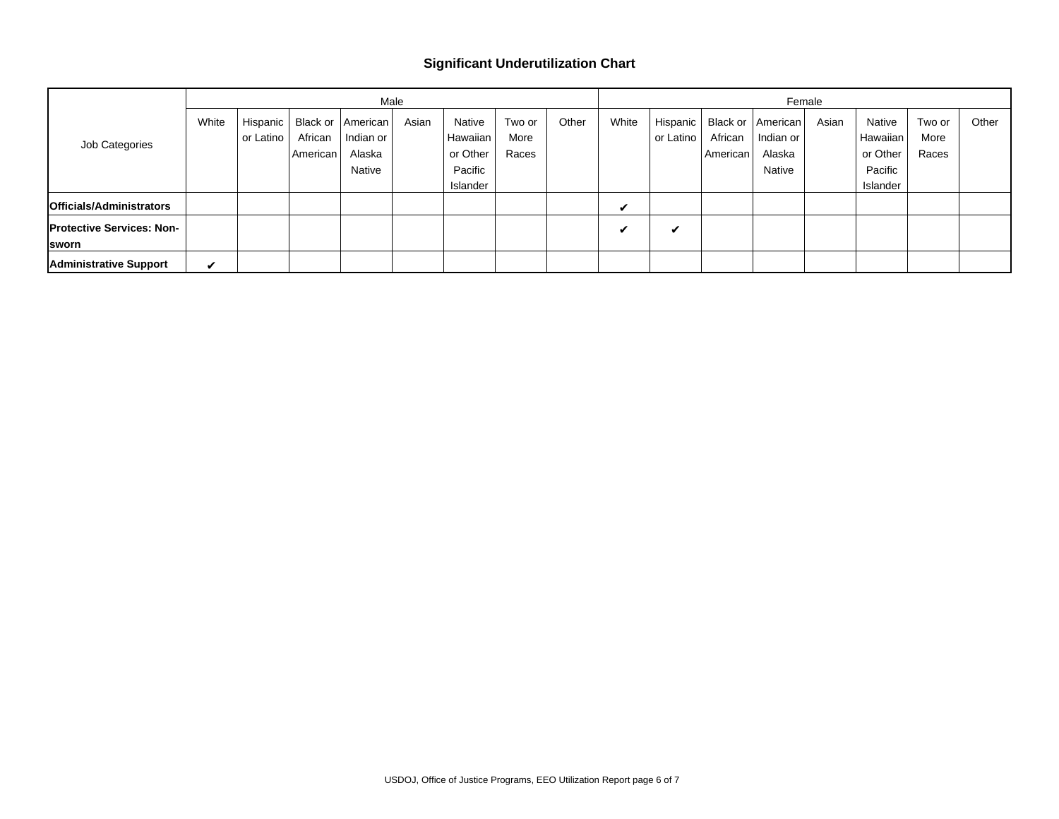# Significant Underutilization Chart

| Job Categories | Male | | | | | | | | Female | | | | | | | |
|---|---|---|---|---|---|---|---|---|---|---|---|---|---|---|---|---|
| | White | Hispanic or Latino | Black or African American | American Indian or Alaska Native | Asian | Native Hawaiian or Other Pacific Islander | Two or More Races | Other | White | Hispanic or Latino | Black or African American | American Indian or Alaska Native | Asian | Native Hawaiian or Other Pacific Islander | Two or More Races | Other |
| **Officials/Administrators** | | | | | | | | | ✔ | | | | | | | |
| **Protective Services: Non-sworn** | | | | | | | | | ✔ | ✔ | | | | | | |
| **Administrative Support** | ✔ | | | | | | | | | | | | | | | |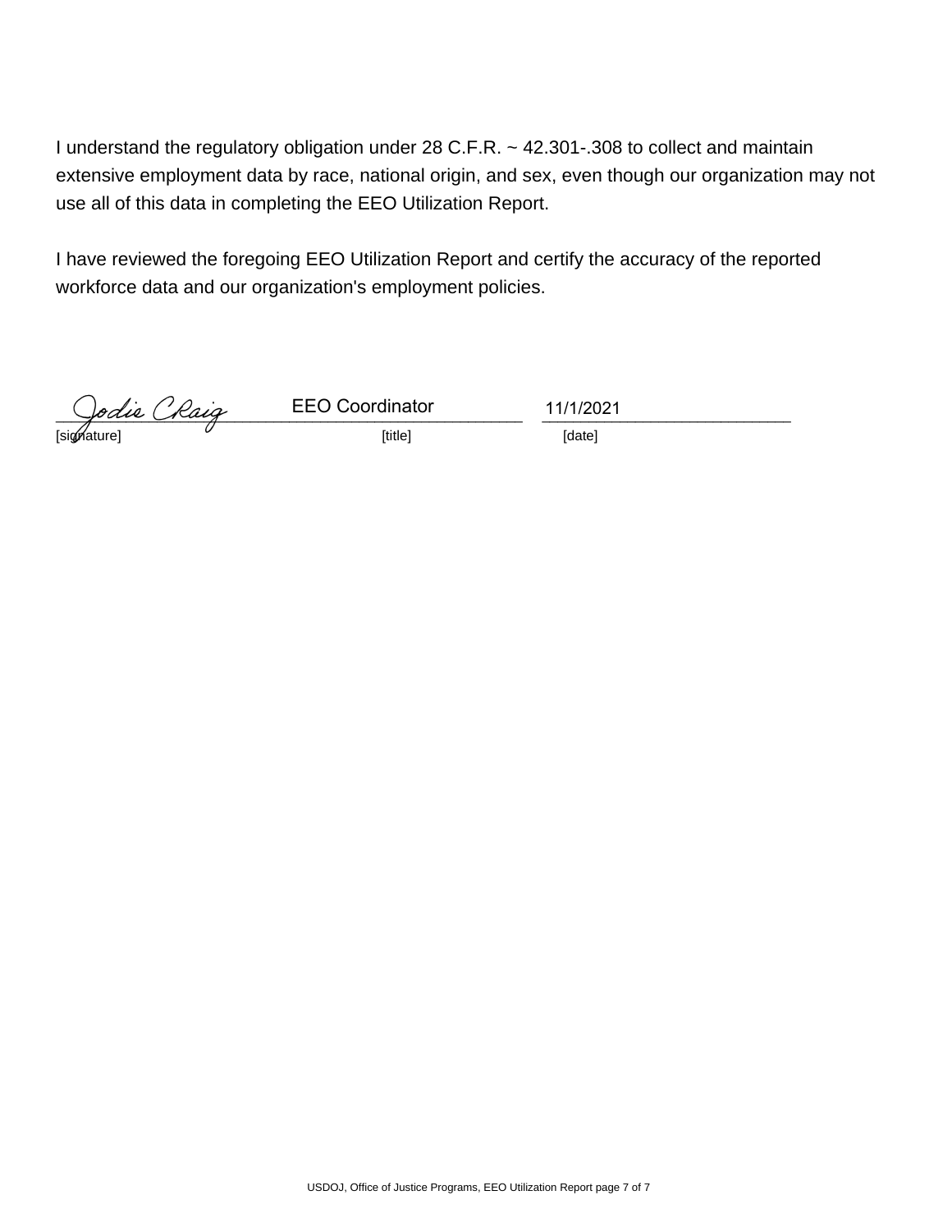I understand the regulatory obligation under 28 C.F.R. ~ 42.301-.308 to collect and maintain extensive employment data by race, national origin, and sex, even though our organization may not use all of this data in completing the EEO Utilization Report.

I have reviewed the foregoing EEO Utilization Report and certify the accuracy of the reported workforce data and our organization's employment policies.

| | | |
|---|---|---|
| Jodie Craig | EEO Coordinator | 11/1/2021 |
| [signature] | [title] | [date] |